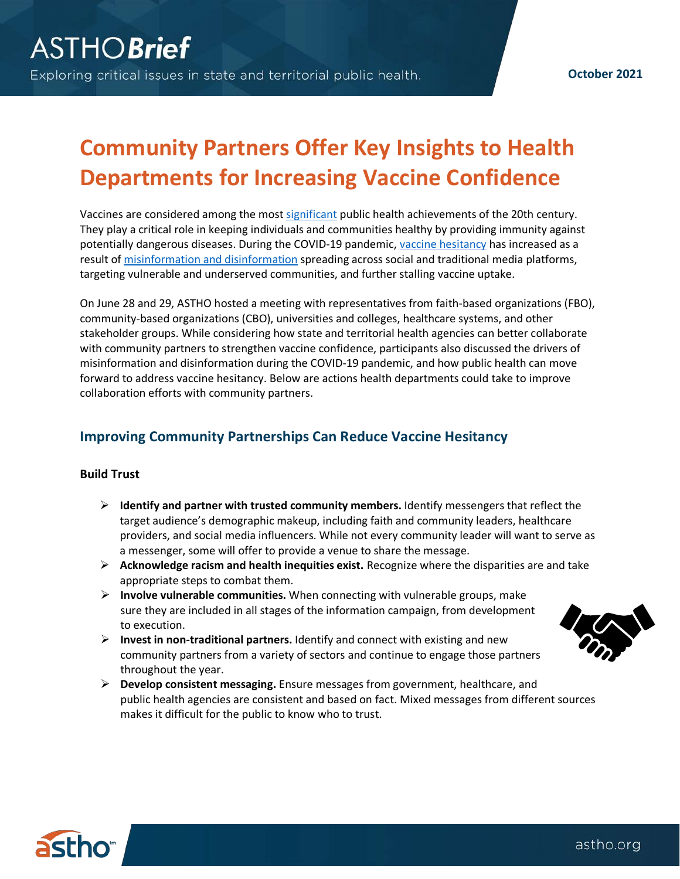# Community Partners Offer Key Insights to Health Departments for Increasing Vaccine Confidence

Vaccines are considered among the most significant public health achievements of the 20th century. They play a critical role in keeping individuals and communities healthy by providing immunity against potentially dangerous diseases. During the COVID-19 pandemic, vaccine hesitancy has increased as a result of misinformation and disinformation spreading across social and traditional media platforms, targeting vulnerable and underserved communities, and further stalling vaccine uptake.

On June 28 and 29, ASTHO hosted a meeting with representatives from faith-based organizations (FBO), community-based organizations (CBO), universities and colleges, healthcare systems, and other stakeholder groups. While considering how state and territorial health agencies can better collaborate with community partners to strengthen vaccine confidence, participants also discussed the drivers of misinformation and disinformation during the COVID-19 pandemic, and how public health can move forward to address vaccine hesitancy. Below are actions health departments could take to improve collaboration efforts with community partners.

## Improving Community Partnerships Can Reduce Vaccine Hesitancy

### Build Trust

- **Identify and partner with trusted community members.** Identify messengers that reflect the target audience's demographic makeup, including faith and community leaders, healthcare providers, and social media influencers. While not every community leader will want to serve as a messenger, some will offer to provide a venue to share the message.
- **Acknowledge racism and health inequities exist.** Recognize where the disparities are and take appropriate steps to combat them.
- **Involve vulnerable communities.** When connecting with vulnerable groups, make sure they are included in all stages of the information campaign, from development to execution.
- **Invest in non-traditional partners.** Identify and connect with existing and new community partners from a variety of sectors and continue to engage those partners throughout the year.
- **Develop consistent messaging.** Ensure messages from government, healthcare, and public health agencies are consistent and based on fact. Mixed messages from different sources makes it difficult for the public to know who to trust.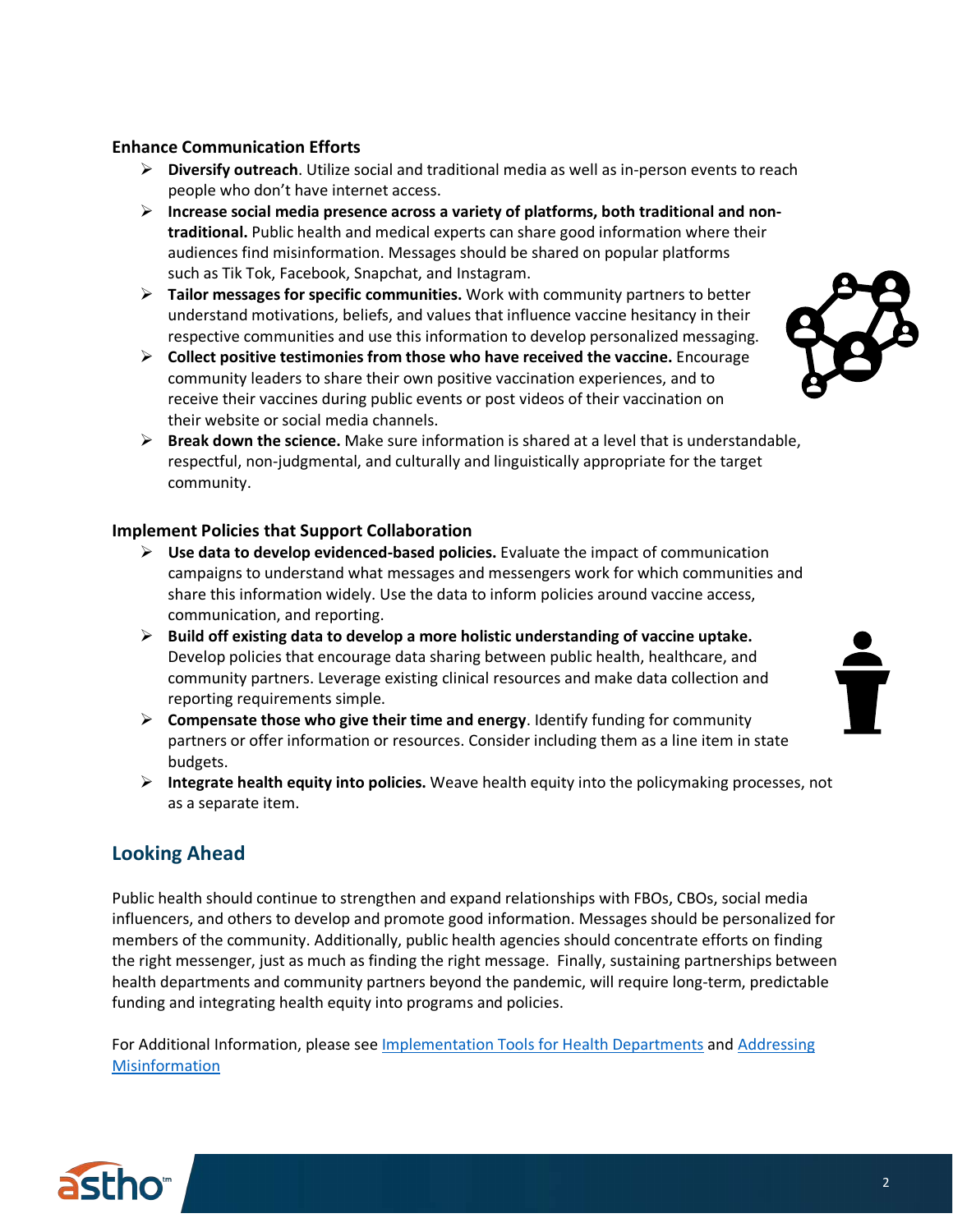### Enhance Communication Efforts

- **Diversify outreach**. Utilize social and traditional media as well as in-person events to reach people who don't have internet access.
- **Increase social media presence across a variety of platforms, both traditional and non-traditional.** Public health and medical experts can share good information where their audiences find misinformation. Messages should be shared on popular platforms such as Tik Tok, Facebook, Snapchat, and Instagram.
- **Tailor messages for specific communities.** Work with community partners to better understand motivations, beliefs, and values that influence vaccine hesitancy in their respective communities and use this information to develop personalized messaging.
- **Collect positive testimonies from those who have received the vaccine.** Encourage community leaders to share their own positive vaccination experiences, and to receive their vaccines during public events or post videos of their vaccination on their website or social media channels.
- **Break down the science.** Make sure information is shared at a level that is understandable, respectful, non-judgmental, and culturally and linguistically appropriate for the target community.

### Implement Policies that Support Collaboration

- **Use data to develop evidenced-based policies.** Evaluate the impact of communication campaigns to understand what messages and messengers work for which communities and share this information widely. Use the data to inform policies around vaccine access, communication, and reporting.
- **Build off existing data to develop a more holistic understanding of vaccine uptake.** Develop policies that encourage data sharing between public health, healthcare, and community partners. Leverage existing clinical resources and make data collection and reporting requirements simple.
- **Compensate those who give their time and energy**. Identify funding for community partners or offer information or resources. Consider including them as a line item in state budgets.
- **Integrate health equity into policies.** Weave health equity into the policymaking processes, not as a separate item.

## Looking Ahead

Public health should continue to strengthen and expand relationships with FBOs, CBOs, social media influencers, and others to develop and promote good information. Messages should be personalized for members of the community. Additionally, public health agencies should concentrate efforts on finding the right messenger, just as much as finding the right message. Finally, sustaining partnerships between health departments and community partners beyond the pandemic, will require long-term, predictable funding and integrating health equity into programs and policies.

For Additional Information, please see Implementation Tools for Health Departments and Addressing Misinformation